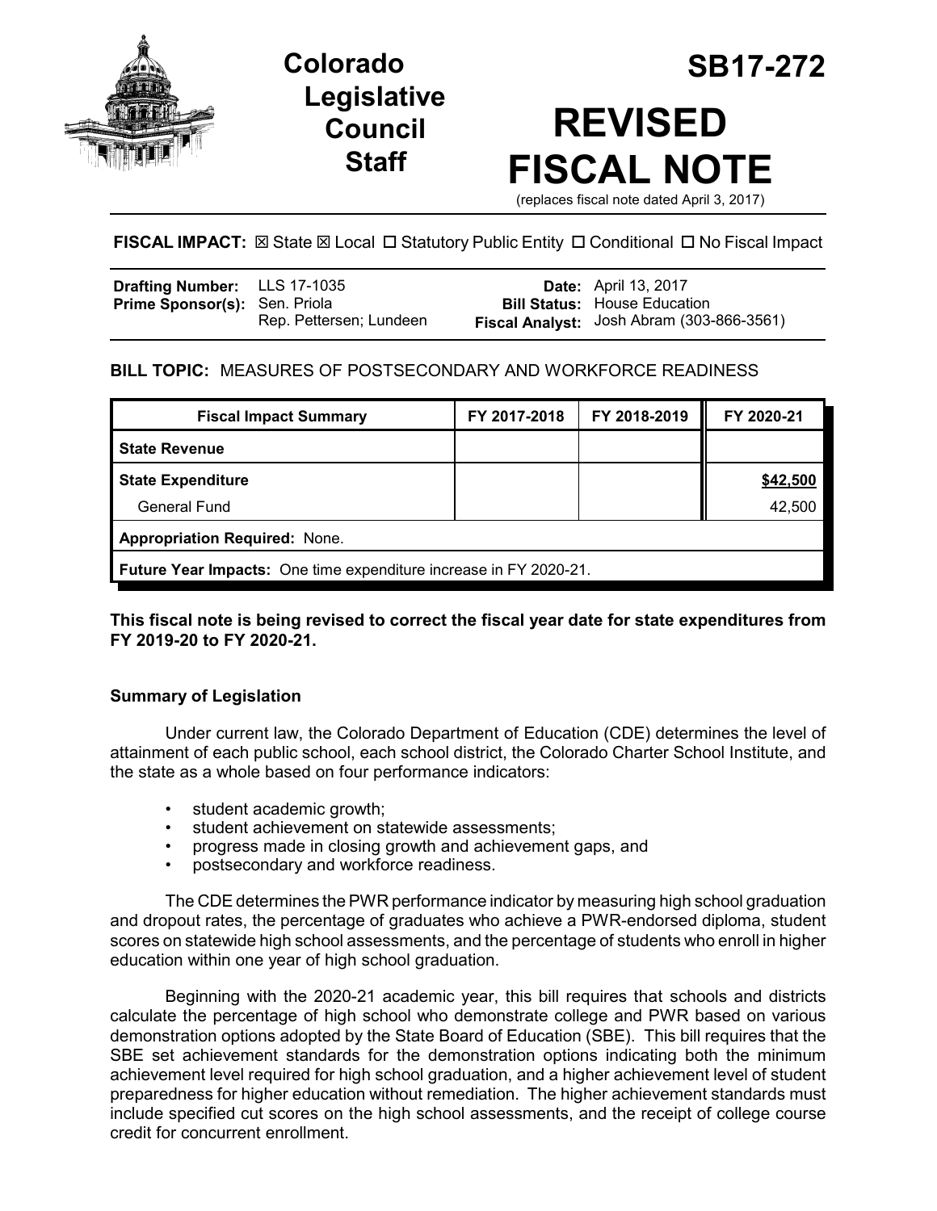# Colorado Legislative Council Staff

# SB17-272

# REVISED FISCAL NOTE

(replaces fiscal note dated April 3, 2017)

**FISCAL IMPACT:** ☒ State ☒ Local ☐ Statutory Public Entity ☐ Conditional ☐ No Fiscal Impact

| | | | |
|---|---|---|---|
| **Drafting Number:** | LLS 17-1035 | **Date:** | April 13, 2017 |
| **Prime Sponsor(s):** | Sen. Priola<br>Rep. Pettersen; Lundeen | **Bill Status:** | House Education |
| | | **Fiscal Analyst:** | Josh Abram (303-866-3561) |

## BILL TOPIC: MEASURES OF POSTSECONDARY AND WORKFORCE READINESS

| Fiscal Impact Summary | FY 2017-2018 | FY 2018-2019 | FY 2020-21 |
|---|---|---|---|
| **State Revenue** | | | |
| **State Expenditure** | | | **$42,500** |
| General Fund | | | 42,500 |
| **Appropriation Required:** None. | | | |
| **Future Year Impacts:** One time expenditure increase in FY 2020-21. | | | |

**This fiscal note is being revised to correct the fiscal year date for state expenditures from FY 2019-20 to FY 2020-21.**

### Summary of Legislation

Under current law, the Colorado Department of Education (CDE) determines the level of attainment of each public school, each school district, the Colorado Charter School Institute, and the state as a whole based on four performance indicators:

- student academic growth;
- student achievement on statewide assessments;
- progress made in closing growth and achievement gaps, and
- postsecondary and workforce readiness.

The CDE determines the PWR performance indicator by measuring high school graduation and dropout rates, the percentage of graduates who achieve a PWR-endorsed diploma, student scores on statewide high school assessments, and the percentage of students who enroll in higher education within one year of high school graduation.

Beginning with the 2020-21 academic year, this bill requires that schools and districts calculate the percentage of high school who demonstrate college and PWR based on various demonstration options adopted by the State Board of Education (SBE). This bill requires that the SBE set achievement standards for the demonstration options indicating both the minimum achievement level required for high school graduation, and a higher achievement level of student preparedness for higher education without remediation. The higher achievement standards must include specified cut scores on the high school assessments, and the receipt of college course credit for concurrent enrollment.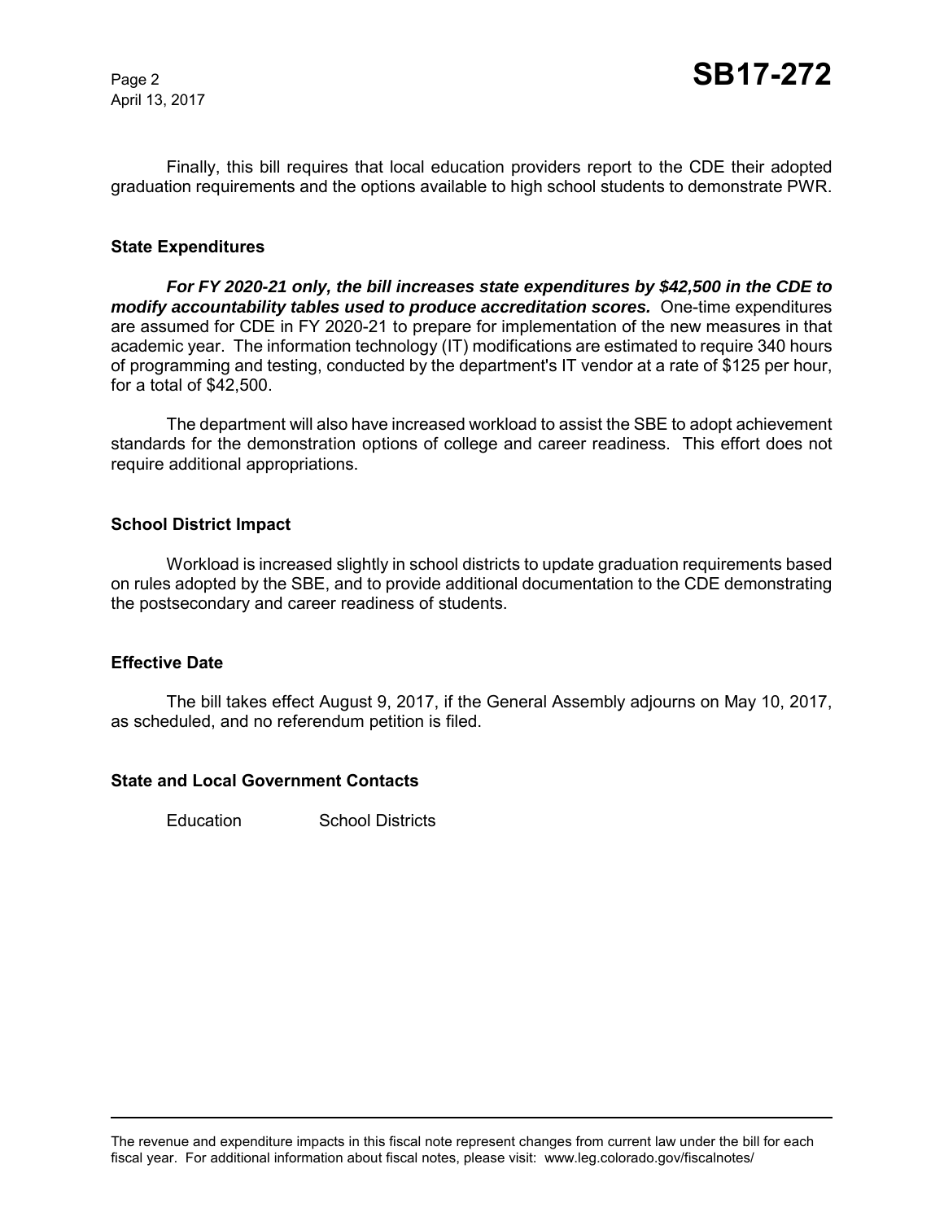Finally, this bill requires that local education providers report to the CDE their adopted graduation requirements and the options available to high school students to demonstrate PWR.

### State Expenditures

***For FY 2020-21 only, the bill increases state expenditures by $42,500 in the CDE to modify accountability tables used to produce accreditation scores.*** One-time expenditures are assumed for CDE in FY 2020-21 to prepare for implementation of the new measures in that academic year. The information technology (IT) modifications are estimated to require 340 hours of programming and testing, conducted by the department's IT vendor at a rate of $125 per hour, for a total of $42,500.

The department will also have increased workload to assist the SBE to adopt achievement standards for the demonstration options of college and career readiness. This effort does not require additional appropriations.

### School District Impact

Workload is increased slightly in school districts to update graduation requirements based on rules adopted by the SBE, and to provide additional documentation to the CDE demonstrating the postsecondary and career readiness of students.

### Effective Date

The bill takes effect August 9, 2017, if the General Assembly adjourns on May 10, 2017, as scheduled, and no referendum petition is filed.

### State and Local Government Contacts

Education School Districts

The revenue and expenditure impacts in this fiscal note represent changes from current law under the bill for each fiscal year. For additional information about fiscal notes, please visit: www.leg.colorado.gov/fiscalnotes/